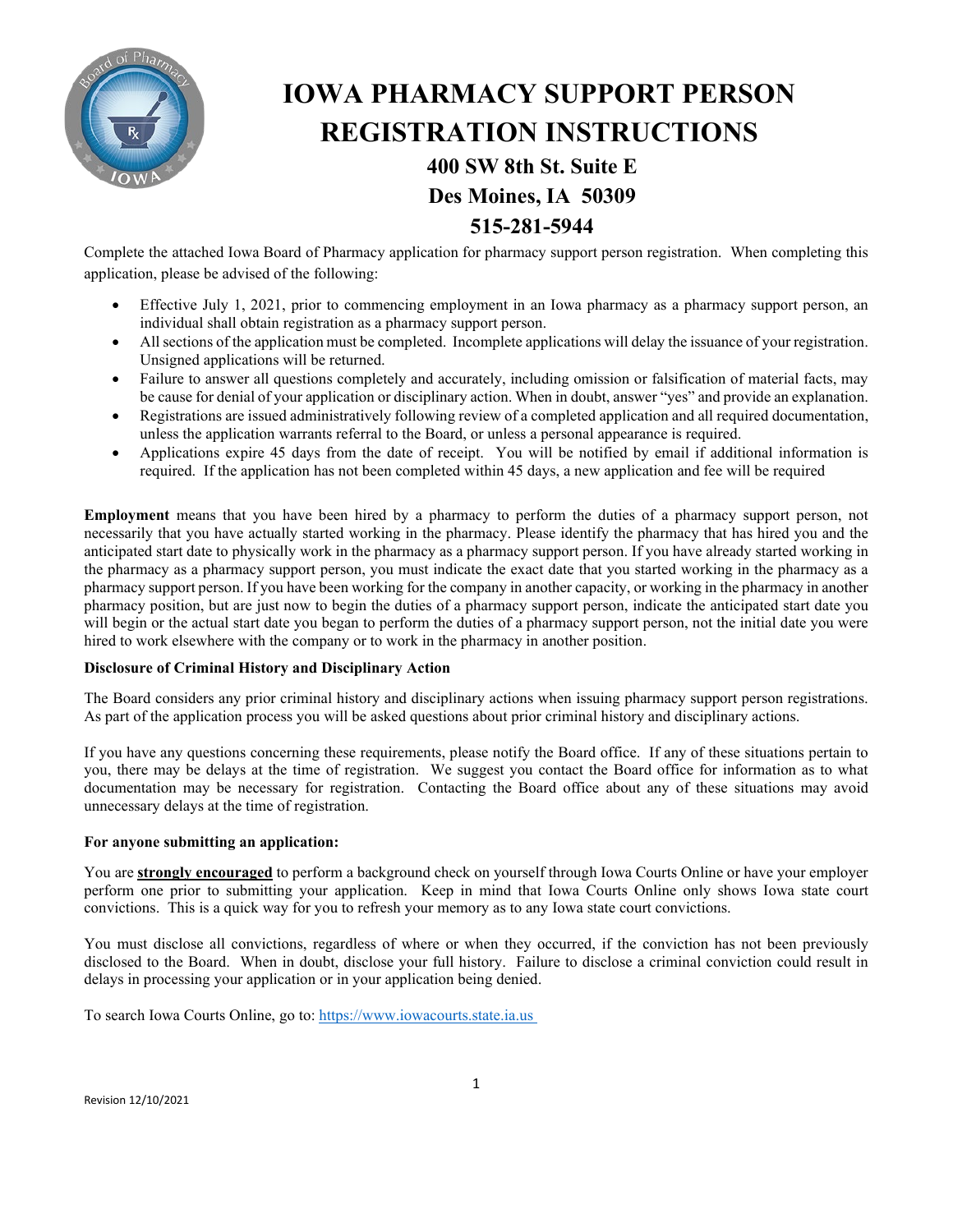# IOWA PHARMACY SUPPORT PERSON REGISTRATION INSTRUCTIONS

### 400 SW 8th St. Suite E
### Des Moines, IA 50309
### 515-281-5944

Complete the attached Iowa Board of Pharmacy application for pharmacy support person registration. When completing this application, please be advised of the following:

- Effective July 1, 2021, prior to commencing employment in an Iowa pharmacy as a pharmacy support person, an individual shall obtain registration as a pharmacy support person.
- All sections of the application must be completed. Incomplete applications will delay the issuance of your registration. Unsigned applications will be returned.
- Failure to answer all questions completely and accurately, including omission or falsification of material facts, may be cause for denial of your application or disciplinary action. When in doubt, answer "yes" and provide an explanation.
- Registrations are issued administratively following review of a completed application and all required documentation, unless the application warrants referral to the Board, or unless a personal appearance is required.
- Applications expire 45 days from the date of receipt. You will be notified by email if additional information is required. If the application has not been completed within 45 days, a new application and fee will be required

**Employment** means that you have been hired by a pharmacy to perform the duties of a pharmacy support person, not necessarily that you have actually started working in the pharmacy. Please identify the pharmacy that has hired you and the anticipated start date to physically work in the pharmacy as a pharmacy support person. If you have already started working in the pharmacy as a pharmacy support person, you must indicate the exact date that you started working in the pharmacy as a pharmacy support person. If you have been working for the company in another capacity, or working in the pharmacy in another pharmacy position, but are just now to begin the duties of a pharmacy support person, indicate the anticipated start date you will begin or the actual start date you began to perform the duties of a pharmacy support person, not the initial date you were hired to work elsewhere with the company or to work in the pharmacy in another position.

**Disclosure of Criminal History and Disciplinary Action**

The Board considers any prior criminal history and disciplinary actions when issuing pharmacy support person registrations. As part of the application process you will be asked questions about prior criminal history and disciplinary actions.

If you have any questions concerning these requirements, please notify the Board office. If any of these situations pertain to you, there may be delays at the time of registration. We suggest you contact the Board office for information as to what documentation may be necessary for registration. Contacting the Board office about any of these situations may avoid unnecessary delays at the time of registration.

**For anyone submitting an application:**

You are **strongly encouraged** to perform a background check on yourself through Iowa Courts Online or have your employer perform one prior to submitting your application. Keep in mind that Iowa Courts Online only shows Iowa state court convictions. This is a quick way for you to refresh your memory as to any Iowa state court convictions.

You must disclose all convictions, regardless of where or when they occurred, if the conviction has not been previously disclosed to the Board. When in doubt, disclose your full history. Failure to disclose a criminal conviction could result in delays in processing your application or in your application being denied.

To search Iowa Courts Online, go to: https://www.iowacourts.state.ia.us

Revision 12/10/2021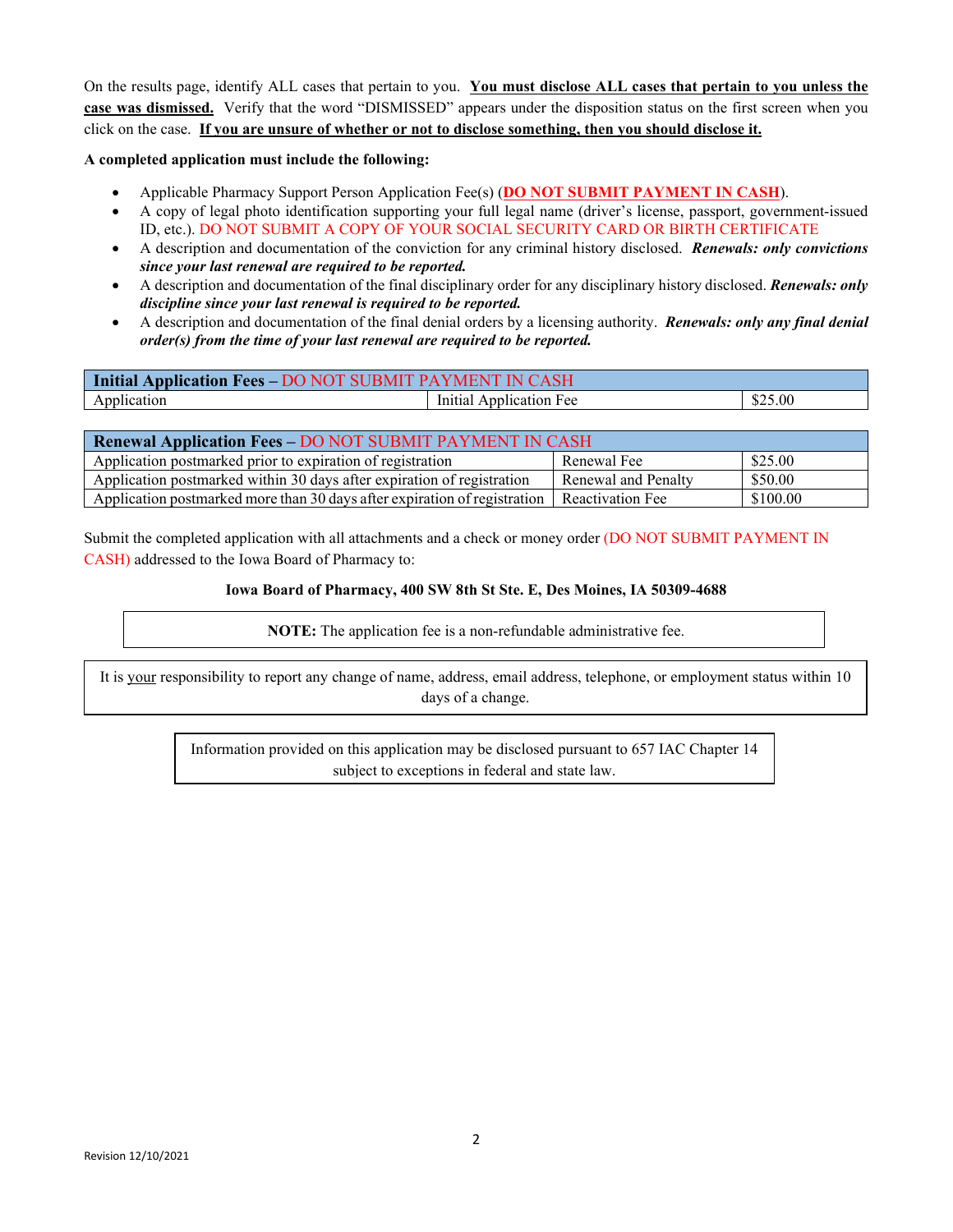On the results page, identify ALL cases that pertain to you. **You must disclose ALL cases that pertain to you unless the case was dismissed.** Verify that the word "DISMISSED" appears under the disposition status on the first screen when you click on the case. **If you are unsure of whether or not to disclose something, then you should disclose it.**

**A completed application must include the following:**

- Applicable Pharmacy Support Person Application Fee(s) (**DO NOT SUBMIT PAYMENT IN CASH**).
- A copy of legal photo identification supporting your full legal name (driver's license, passport, government-issued ID, etc.). DO NOT SUBMIT A COPY OF YOUR SOCIAL SECURITY CARD OR BIRTH CERTIFICATE
- A description and documentation of the conviction for any criminal history disclosed. ***Renewals: only convictions since your last renewal are required to be reported.***
- A description and documentation of the final disciplinary order for any disciplinary history disclosed. ***Renewals: only discipline since your last renewal is required to be reported.***
- A description and documentation of the final denial orders by a licensing authority. ***Renewals: only any final denial order(s) from the time of your last renewal are required to be reported.***

| **Initial Application Fees** – DO NOT SUBMIT PAYMENT IN CASH | | |
|---|---|---|
| Application | Initial Application Fee | $25.00 |

| **Renewal Application Fees** – DO NOT SUBMIT PAYMENT IN CASH | | |
|---|---|---|
| Application postmarked prior to expiration of registration | Renewal Fee | $25.00 |
| Application postmarked within 30 days after expiration of registration | Renewal and Penalty | $50.00 |
| Application postmarked more than 30 days after expiration of registration | Reactivation Fee | $100.00 |

Submit the completed application with all attachments and a check or money order (DO NOT SUBMIT PAYMENT IN CASH) addressed to the Iowa Board of Pharmacy to:

**Iowa Board of Pharmacy, 400 SW 8th St Ste. E, Des Moines, IA 50309-4688**

**NOTE:** The application fee is a non-refundable administrative fee.

It is your responsibility to report any change of name, address, email address, telephone, or employment status within 10 days of a change.

Information provided on this application may be disclosed pursuant to 657 IAC Chapter 14 subject to exceptions in federal and state law.

Revision 12/10/2021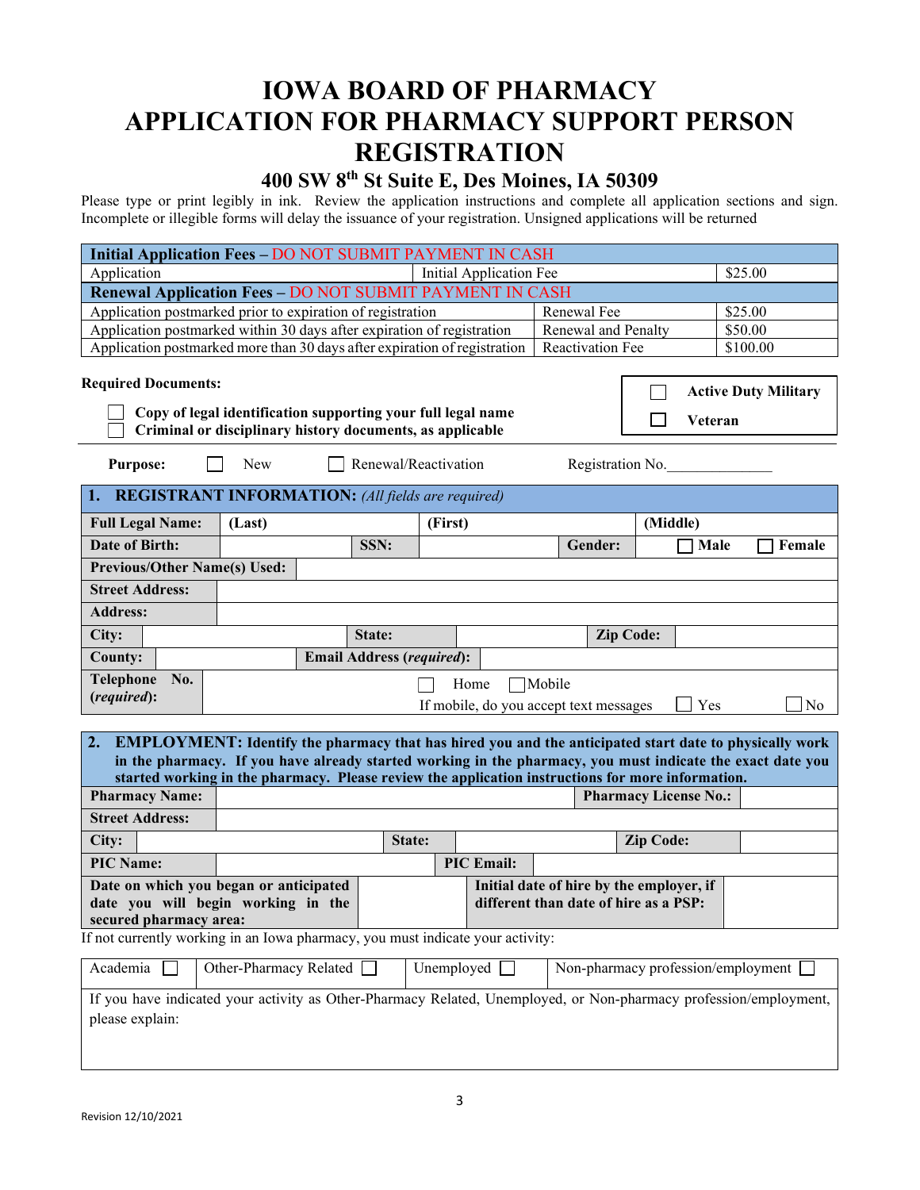# IOWA BOARD OF PHARMACY
# APPLICATION FOR PHARMACY SUPPORT PERSON REGISTRATION

## 400 SW 8th St Suite E, Des Moines, IA 50309

Please type or print legibly in ink. Review the application instructions and complete all application sections and sign. Incomplete or illegible forms will delay the issuance of your registration. Unsigned applications will be returned

| **Initial Application Fees – DO NOT SUBMIT PAYMENT IN CASH** | | |
|---|---|---|
| Application | Initial Application Fee | $25.00 |
| **Renewal Application Fees – DO NOT SUBMIT PAYMENT IN CASH** | | |
| Application postmarked prior to expiration of registration | Renewal Fee | $25.00 |
| Application postmarked within 30 days after expiration of registration | Renewal and Penalty | $50.00 |
| Application postmarked more than 30 days after expiration of registration | Reactivation Fee | $100.00 |

**Required Documents:**

- ☐ **Copy of legal identification supporting your full legal name**
- ☐ **Criminal or disciplinary history documents, as applicable**

☐ **Active Duty Military**
☐ **Veteran**

**Purpose:** ☐ New ☐ Renewal/Reactivation Registration No.______________

| **1. REGISTRANT INFORMATION:** *(All fields are required)* | | | | | |
|---|---|---|---|---|---|
| **Full Legal Name:** | **(Last)** | | **(First)** | | **(Middle)** |
| **Date of Birth:** | | **SSN:** | | **Gender:** | ☐ **Male** ☐ **Female** |
| **Previous/Other Name(s) Used:** | | | | | |
| **Street Address:** | | | | | |
| **Address:** | | | | | |
| **City:** | | **State:** | | **Zip Code:** | |
| **County:** | | **Email Address (*required*):** | | | |
| **Telephone No. (*required*):** | | ☐ Home ☐ Mobile<br>If mobile, do you accept text messages ☐ Yes ☐ No | | | |

| **2. EMPLOYMENT: Identify the pharmacy that has hired you and the anticipated start date to physically work in the pharmacy. If you have already started working in the pharmacy, you must indicate the exact date you started working in the pharmacy. Please review the application instructions for more information.** | | | |
|---|---|---|---|
| **Pharmacy Name:** | | **Pharmacy License No.:** | |
| **Street Address:** | | | |
| **City:** | **State:** | **Zip Code:** | |
| **PIC Name:** | | **PIC Email:** | |
| **Date on which you began or anticipated date you will begin working in the secured pharmacy area:** | | **Initial date of hire by the employer, if different than date of hire as a PSP:** | |

If not currently working in an Iowa pharmacy, you must indicate your activity:

| Academia ☐ | Other-Pharmacy Related ☐ | Unemployed ☐ | Non-pharmacy profession/employment ☐ |
|---|---|---|---|
| If you have indicated your activity as Other-Pharmacy Related, Unemployed, or Non-pharmacy profession/employment, please explain: | | | |

Revision 12/10/2021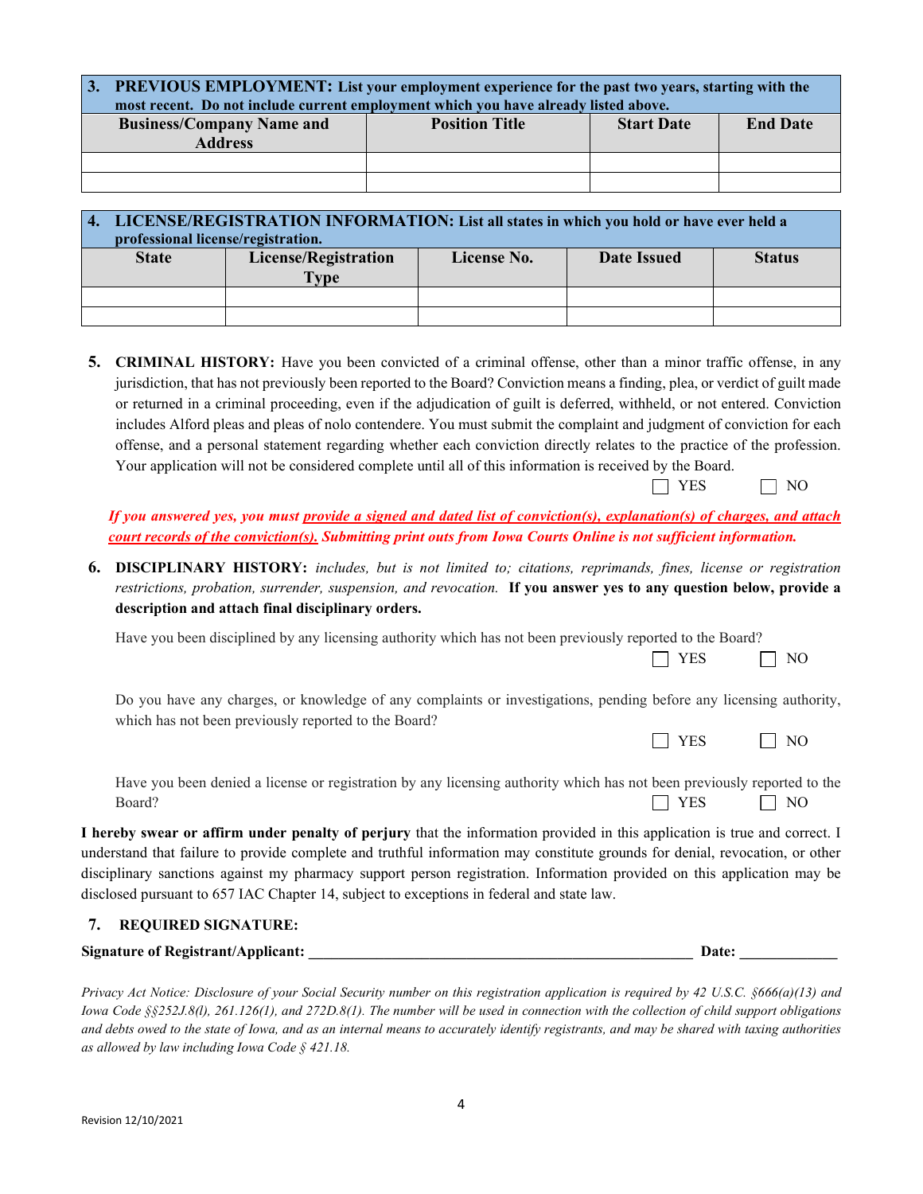| **3. PREVIOUS EMPLOYMENT: List your employment experience for the past two years, starting with the most recent. Do not include current employment which you have already listed above.** | | | |
|---|---|---|---|
| **Business/Company Name and Address** | **Position Title** | **Start Date** | **End Date** |
| | | | |
| | | | |

| **4. LICENSE/REGISTRATION INFORMATION: List all states in which you hold or have ever held a professional license/registration.** | | | | |
|---|---|---|---|---|
| **State** | **License/Registration Type** | **License No.** | **Date Issued** | **Status** |
| | | | | |
| | | | | |

5. **CRIMINAL HISTORY:** Have you been convicted of a criminal offense, other than a minor traffic offense, in any jurisdiction, that has not previously been reported to the Board? Conviction means a finding, plea, or verdict of guilt made or returned in a criminal proceeding, even if the adjudication of guilt is deferred, withheld, or not entered. Conviction includes Alford pleas and pleas of nolo contendere. You must submit the complaint and judgment of conviction for each offense, and a personal statement regarding whether each conviction directly relates to the practice of the profession. Your application will not be considered complete until all of this information is received by the Board.

☐ YES ☐ NO

***If you answered yes, you must provide a signed and dated list of conviction(s), explanation(s) of charges, and attach court records of the conviction(s). Submitting print outs from Iowa Courts Online is not sufficient information.***

6. **DISCIPLINARY HISTORY:** *includes, but is not limited to; citations, reprimands, fines, license or registration restrictions, probation, surrender, suspension, and revocation.* **If you answer yes to any question below, provide a description and attach final disciplinary orders.**

Have you been disciplined by any licensing authority which has not been previously reported to the Board?

☐ YES ☐ NO

Do you have any charges, or knowledge of any complaints or investigations, pending before any licensing authority, which has not been previously reported to the Board?

☐ YES ☐ NO

Have you been denied a license or registration by any licensing authority which has not been previously reported to the Board?

☐ YES ☐ NO

**I hereby swear or affirm under penalty of perjury** that the information provided in this application is true and correct. I understand that failure to provide complete and truthful information may constitute grounds for denial, revocation, or other disciplinary sanctions against my pharmacy support person registration. Information provided on this application may be disclosed pursuant to 657 IAC Chapter 14, subject to exceptions in federal and state law.

7. **REQUIRED SIGNATURE:**

**Signature of Registrant/Applicant:** ____________________________________________________ **Date:** _____________

*Privacy Act Notice: Disclosure of your Social Security number on this registration application is required by 42 U.S.C. §666(a)(13) and Iowa Code §§252J.8(l), 261.126(1), and 272D.8(1). The number will be used in connection with the collection of child support obligations and debts owed to the state of Iowa, and as an internal means to accurately identify registrants, and may be shared with taxing authorities as allowed by law including Iowa Code § 421.18.*

Revision 12/10/2021